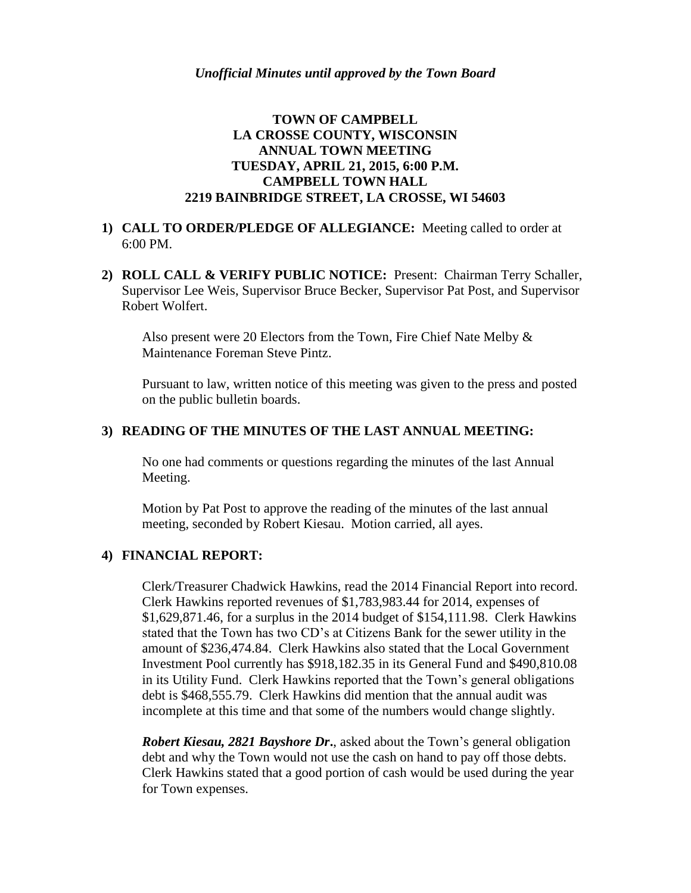*Unofficial Minutes until approved by the Town Board*

# TOWN OF CAMPBELL
# LA CROSSE COUNTY, WISCONSIN
# ANNUAL TOWN MEETING
# TUESDAY, APRIL 21, 2015, 6:00 P.M.
# CAMPBELL TOWN HALL
# 2219 BAINBRIDGE STREET, LA CROSSE, WI 54603

1) **CALL TO ORDER/PLEDGE OF ALLEGIANCE:** Meeting called to order at 6:00 PM.

2) **ROLL CALL & VERIFY PUBLIC NOTICE:** Present: Chairman Terry Schaller, Supervisor Lee Weis, Supervisor Bruce Becker, Supervisor Pat Post, and Supervisor Robert Wolfert.

   Also present were 20 Electors from the Town, Fire Chief Nate Melby & Maintenance Foreman Steve Pintz.

   Pursuant to law, written notice of this meeting was given to the press and posted on the public bulletin boards.

3) **READING OF THE MINUTES OF THE LAST ANNUAL MEETING:**

   No one had comments or questions regarding the minutes of the last Annual Meeting.

   Motion by Pat Post to approve the reading of the minutes of the last annual meeting, seconded by Robert Kiesau. Motion carried, all ayes.

4) **FINANCIAL REPORT:**

   Clerk/Treasurer Chadwick Hawkins, read the 2014 Financial Report into record. Clerk Hawkins reported revenues of $1,783,983.44 for 2014, expenses of $1,629,871.46, for a surplus in the 2014 budget of $154,111.98. Clerk Hawkins stated that the Town has two CD's at Citizens Bank for the sewer utility in the amount of $236,474.84. Clerk Hawkins also stated that the Local Government Investment Pool currently has $918,182.35 in its General Fund and $490,810.08 in its Utility Fund. Clerk Hawkins reported that the Town's general obligations debt is $468,555.79. Clerk Hawkins did mention that the annual audit was incomplete at this time and that some of the numbers would change slightly.

   ***Robert Kiesau, 2821 Bayshore Dr*.**, asked about the Town's general obligation debt and why the Town would not use the cash on hand to pay off those debts. Clerk Hawkins stated that a good portion of cash would be used during the year for Town expenses.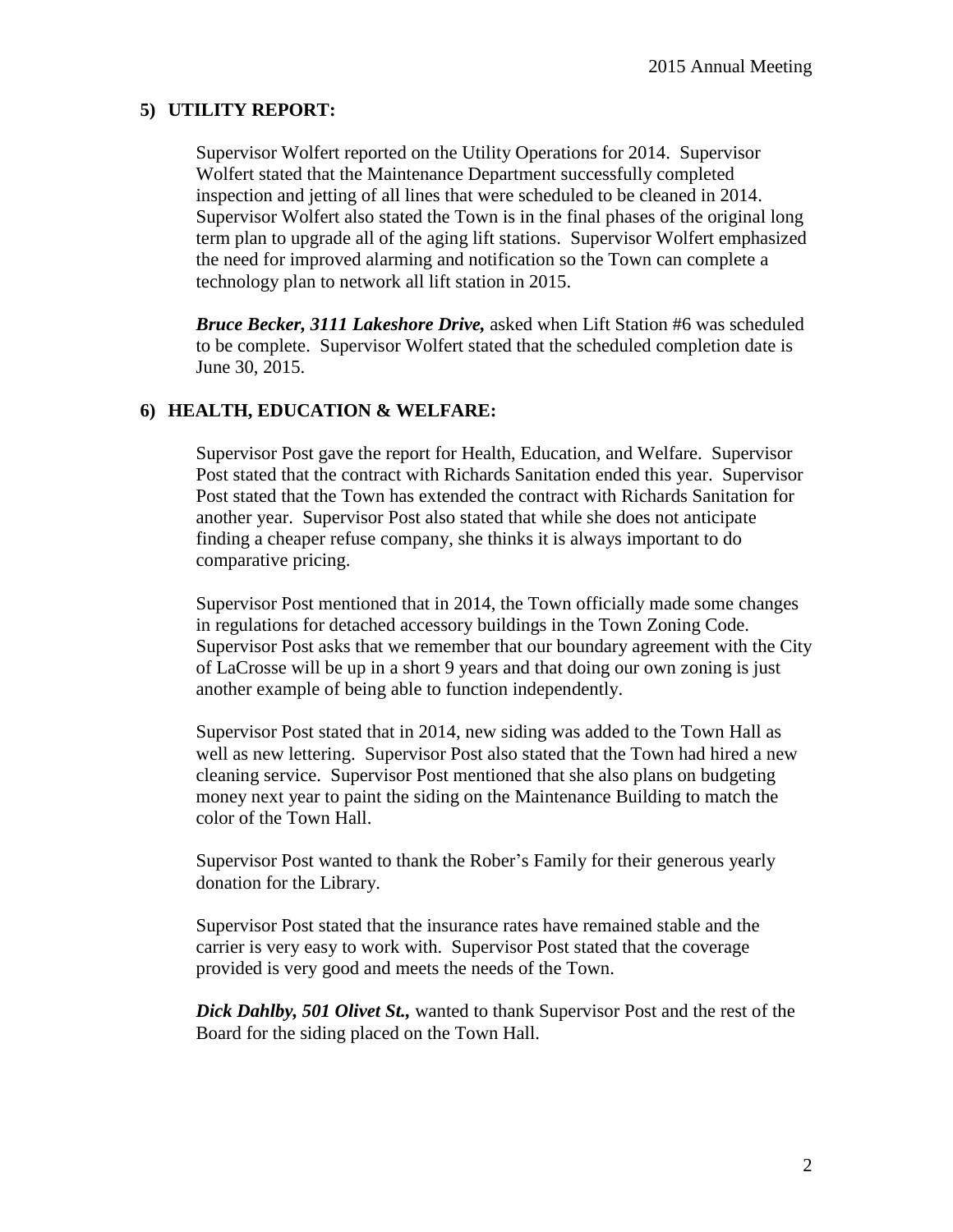## 5) UTILITY REPORT:

Supervisor Wolfert reported on the Utility Operations for 2014. Supervisor Wolfert stated that the Maintenance Department successfully completed inspection and jetting of all lines that were scheduled to be cleaned in 2014. Supervisor Wolfert also stated the Town is in the final phases of the original long term plan to upgrade all of the aging lift stations. Supervisor Wolfert emphasized the need for improved alarming and notification so the Town can complete a technology plan to network all lift station in 2015.

***Bruce Becker, 3111 Lakeshore Drive,*** asked when Lift Station #6 was scheduled to be complete. Supervisor Wolfert stated that the scheduled completion date is June 30, 2015.

## 6) HEALTH, EDUCATION & WELFARE:

Supervisor Post gave the report for Health, Education, and Welfare. Supervisor Post stated that the contract with Richards Sanitation ended this year. Supervisor Post stated that the Town has extended the contract with Richards Sanitation for another year. Supervisor Post also stated that while she does not anticipate finding a cheaper refuse company, she thinks it is always important to do comparative pricing.

Supervisor Post mentioned that in 2014, the Town officially made some changes in regulations for detached accessory buildings in the Town Zoning Code. Supervisor Post asks that we remember that our boundary agreement with the City of LaCrosse will be up in a short 9 years and that doing our own zoning is just another example of being able to function independently.

Supervisor Post stated that in 2014, new siding was added to the Town Hall as well as new lettering. Supervisor Post also stated that the Town had hired a new cleaning service. Supervisor Post mentioned that she also plans on budgeting money next year to paint the siding on the Maintenance Building to match the color of the Town Hall.

Supervisor Post wanted to thank the Rober's Family for their generous yearly donation for the Library.

Supervisor Post stated that the insurance rates have remained stable and the carrier is very easy to work with. Supervisor Post stated that the coverage provided is very good and meets the needs of the Town.

***Dick Dahlby, 501 Olivet St.,*** wanted to thank Supervisor Post and the rest of the Board for the siding placed on the Town Hall.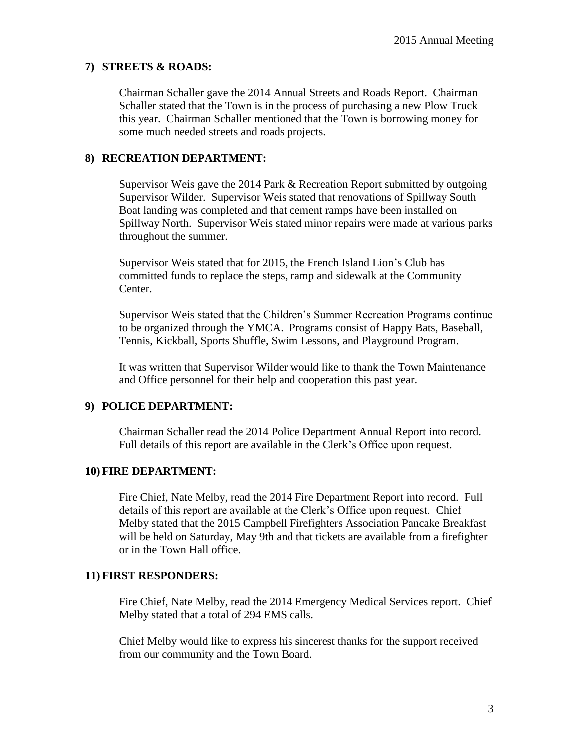### 7) STREETS & ROADS:

Chairman Schaller gave the 2014 Annual Streets and Roads Report. Chairman Schaller stated that the Town is in the process of purchasing a new Plow Truck this year. Chairman Schaller mentioned that the Town is borrowing money for some much needed streets and roads projects.

### 8) RECREATION DEPARTMENT:

Supervisor Weis gave the 2014 Park & Recreation Report submitted by outgoing Supervisor Wilder. Supervisor Weis stated that renovations of Spillway South Boat landing was completed and that cement ramps have been installed on Spillway North. Supervisor Weis stated minor repairs were made at various parks throughout the summer.

Supervisor Weis stated that for 2015, the French Island Lion's Club has committed funds to replace the steps, ramp and sidewalk at the Community Center.

Supervisor Weis stated that the Children's Summer Recreation Programs continue to be organized through the YMCA. Programs consist of Happy Bats, Baseball, Tennis, Kickball, Sports Shuffle, Swim Lessons, and Playground Program.

It was written that Supervisor Wilder would like to thank the Town Maintenance and Office personnel for their help and cooperation this past year.

### 9) POLICE DEPARTMENT:

Chairman Schaller read the 2014 Police Department Annual Report into record. Full details of this report are available in the Clerk's Office upon request.

### 10) FIRE DEPARTMENT:

Fire Chief, Nate Melby, read the 2014 Fire Department Report into record. Full details of this report are available at the Clerk's Office upon request. Chief Melby stated that the 2015 Campbell Firefighters Association Pancake Breakfast will be held on Saturday, May 9th and that tickets are available from a firefighter or in the Town Hall office.

### 11) FIRST RESPONDERS:

Fire Chief, Nate Melby, read the 2014 Emergency Medical Services report. Chief Melby stated that a total of 294 EMS calls.

Chief Melby would like to express his sincerest thanks for the support received from our community and the Town Board.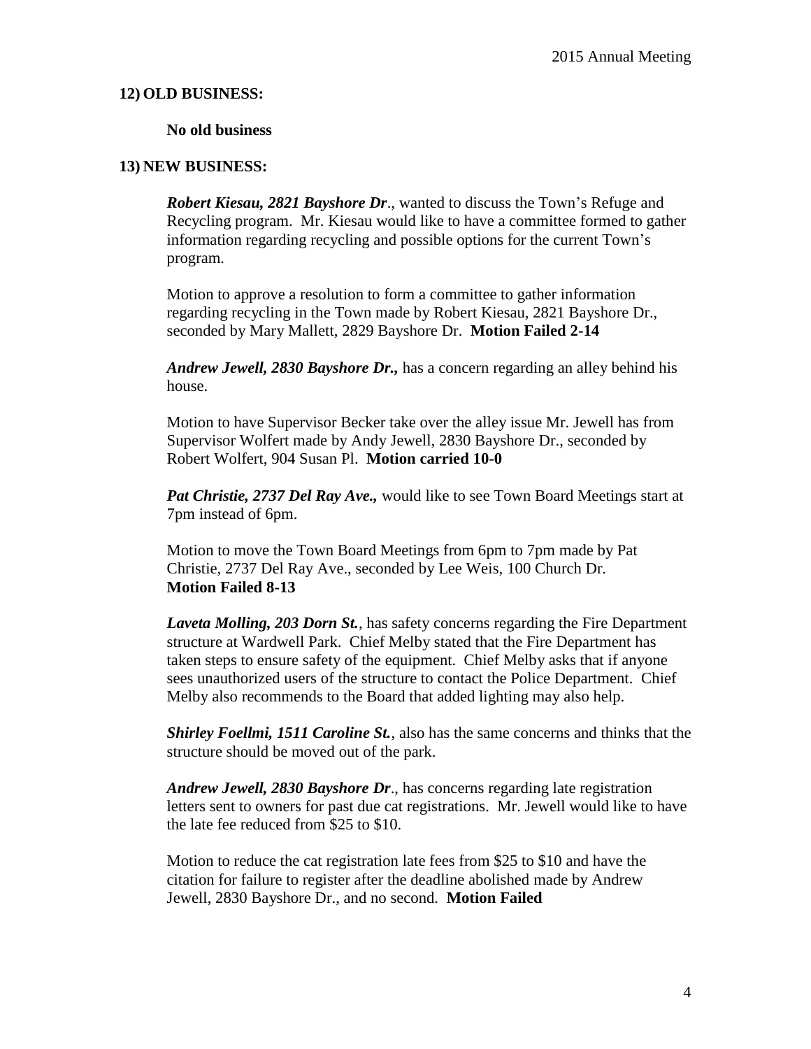**12) OLD BUSINESS:**

**No old business**

**13) NEW BUSINESS:**

***Robert Kiesau, 2821 Bayshore Dr***., wanted to discuss the Town's Refuge and Recycling program. Mr. Kiesau would like to have a committee formed to gather information regarding recycling and possible options for the current Town's program.

Motion to approve a resolution to form a committee to gather information regarding recycling in the Town made by Robert Kiesau, 2821 Bayshore Dr., seconded by Mary Mallett, 2829 Bayshore Dr. **Motion Failed 2-14**

***Andrew Jewell, 2830 Bayshore Dr.,*** has a concern regarding an alley behind his house.

Motion to have Supervisor Becker take over the alley issue Mr. Jewell has from Supervisor Wolfert made by Andy Jewell, 2830 Bayshore Dr., seconded by Robert Wolfert, 904 Susan Pl. **Motion carried 10-0**

***Pat Christie, 2737 Del Ray Ave.,*** would like to see Town Board Meetings start at 7pm instead of 6pm.

Motion to move the Town Board Meetings from 6pm to 7pm made by Pat Christie, 2737 Del Ray Ave., seconded by Lee Weis, 100 Church Dr.
**Motion Failed 8-13**

***Laveta Molling, 203 Dorn St.***, has safety concerns regarding the Fire Department structure at Wardwell Park. Chief Melby stated that the Fire Department has taken steps to ensure safety of the equipment. Chief Melby asks that if anyone sees unauthorized users of the structure to contact the Police Department. Chief Melby also recommends to the Board that added lighting may also help.

***Shirley Foellmi, 1511 Caroline St.***, also has the same concerns and thinks that the structure should be moved out of the park.

***Andrew Jewell, 2830 Bayshore Dr***., has concerns regarding late registration letters sent to owners for past due cat registrations. Mr. Jewell would like to have the late fee reduced from $25 to $10.

Motion to reduce the cat registration late fees from $25 to $10 and have the citation for failure to register after the deadline abolished made by Andrew Jewell, 2830 Bayshore Dr., and no second. **Motion Failed**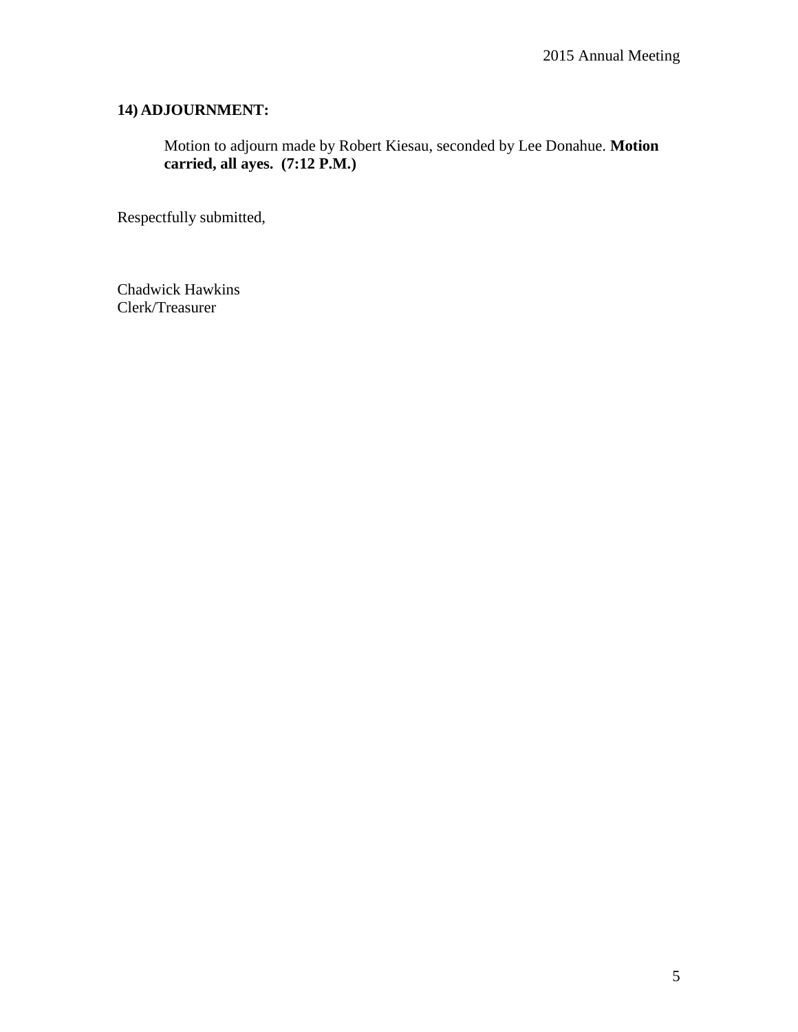**14) ADJOURNMENT:**

Motion to adjourn made by Robert Kiesau, seconded by Lee Donahue. **Motion carried, all ayes. (7:12 P.M.)**

Respectfully submitted,

Chadwick Hawkins
Clerk/Treasurer